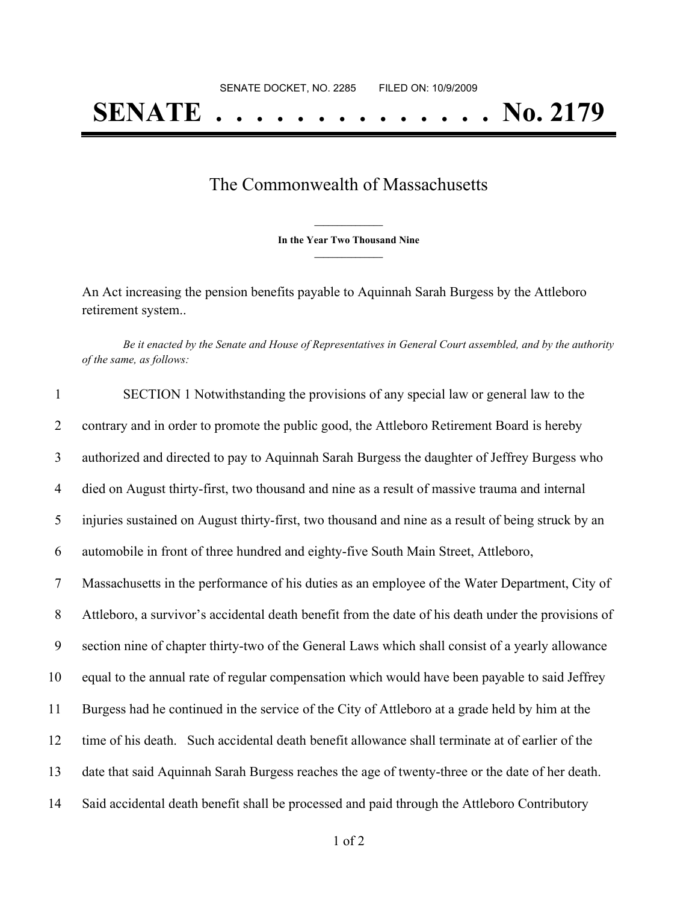SENATE DOCKET, NO. 2285        FILED ON: 10/9/2009

# SENATE . . . . . . . . . . . . . . No. 2179

## The Commonwealth of Massachusetts

**In the Year Two Thousand Nine**

An Act increasing the pension benefits payable to Aquinnah Sarah Burgess by the Attleboro retirement system..

*Be it enacted by the Senate and House of Representatives in General Court assembled, and by the authority of the same, as follows:*

1 SECTION 1 Notwithstanding the provisions of any special law or general law to the
2 contrary and in order to promote the public good, the Attleboro Retirement Board is hereby
3 authorized and directed to pay to Aquinnah Sarah Burgess the daughter of Jeffrey Burgess who
4 died on August thirty-first, two thousand and nine as a result of massive trauma and internal
5 injuries sustained on August thirty-first, two thousand and nine as a result of being struck by an
6 automobile in front of three hundred and eighty-five South Main Street, Attleboro,
7 Massachusetts in the performance of his duties as an employee of the Water Department, City of
8 Attleboro, a survivor's accidental death benefit from the date of his death under the provisions of
9 section nine of chapter thirty-two of the General Laws which shall consist of a yearly allowance
10 equal to the annual rate of regular compensation which would have been payable to said Jeffrey
11 Burgess had he continued in the service of the City of Attleboro at a grade held by him at the
12 time of his death. Such accidental death benefit allowance shall terminate at of earlier of the
13 date that said Aquinnah Sarah Burgess reaches the age of twenty-three or the date of her death.
14 Said accidental death benefit shall be processed and paid through the Attleboro Contributory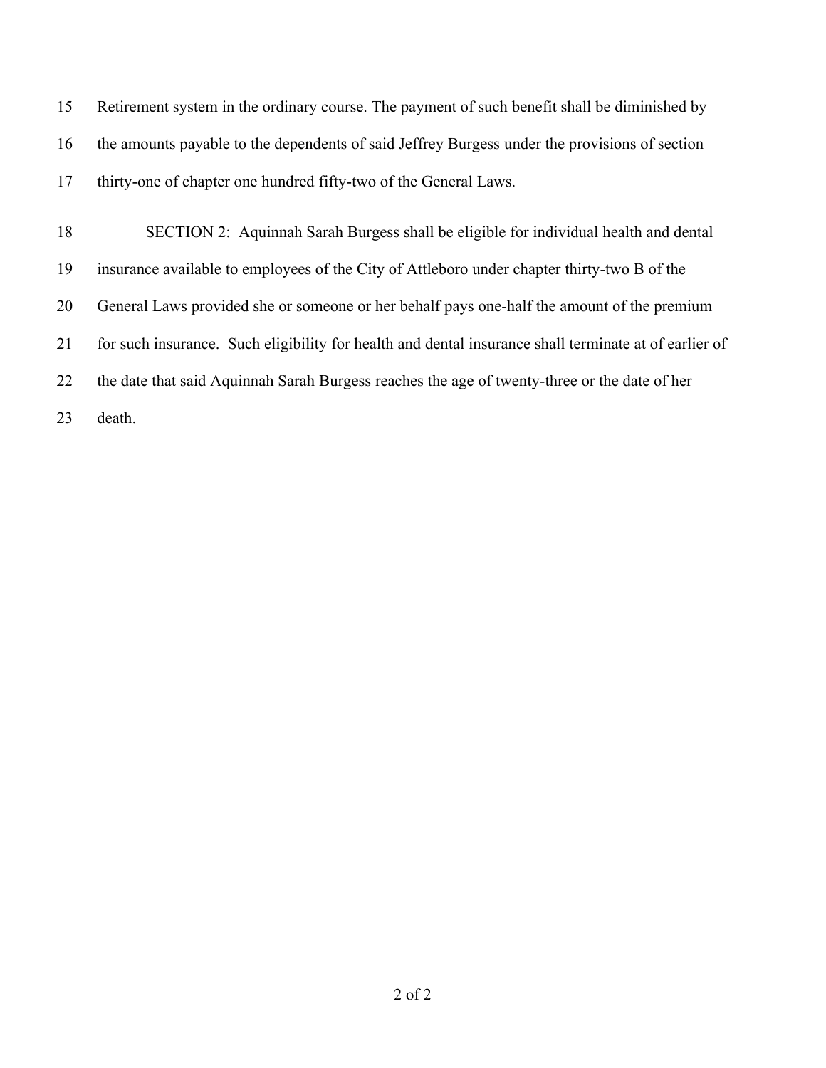Retirement system in the ordinary course. The payment of such benefit shall be diminished by the amounts payable to the dependents of said Jeffrey Burgess under the provisions of section thirty-one of chapter one hundred fifty-two of the General Laws.

SECTION 2: Aquinnah Sarah Burgess shall be eligible for individual health and dental insurance available to employees of the City of Attleboro under chapter thirty-two B of the General Laws provided she or someone or her behalf pays one-half the amount of the premium for such insurance. Such eligibility for health and dental insurance shall terminate at of earlier of the date that said Aquinnah Sarah Burgess reaches the age of twenty-three or the date of her death.